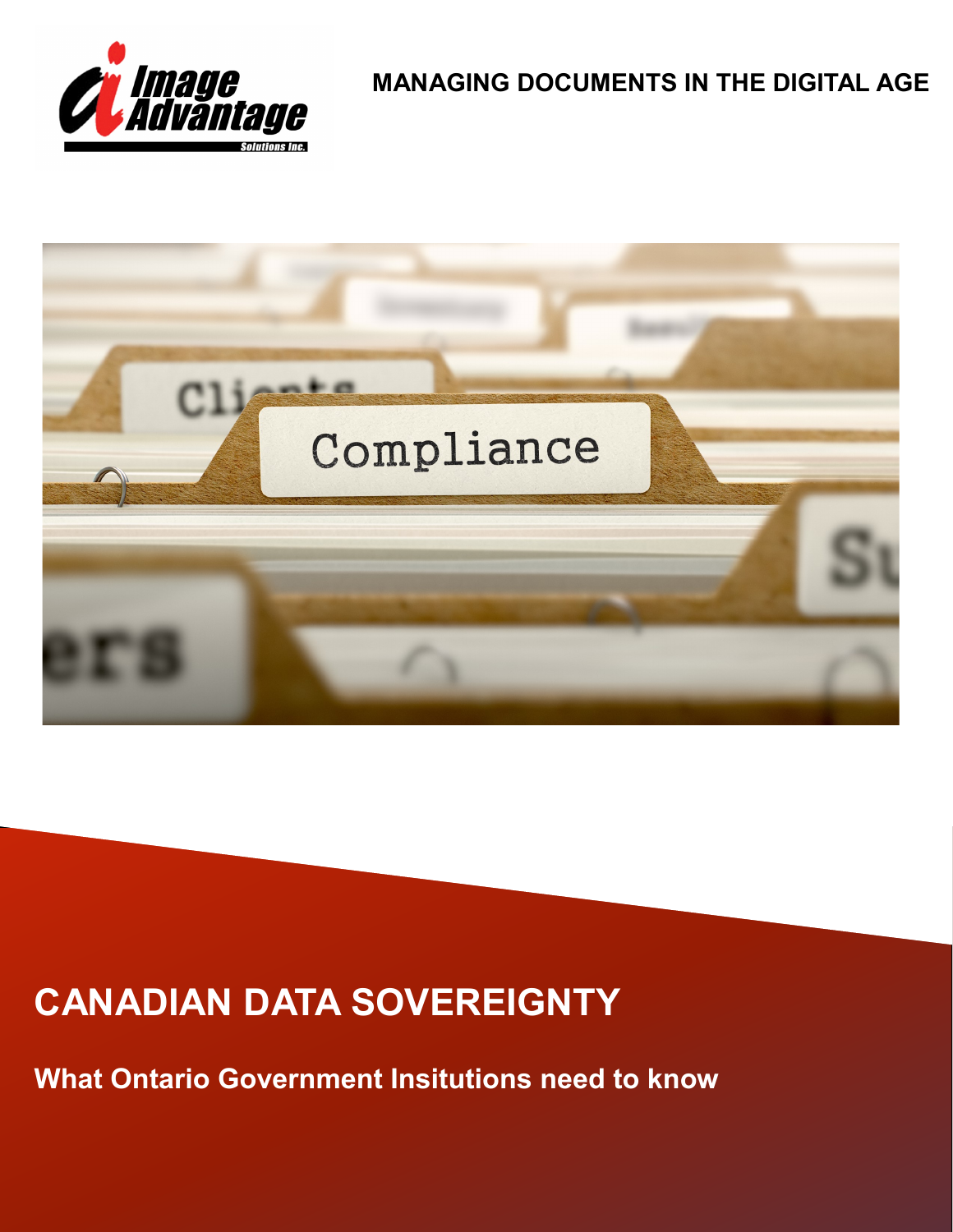MANAGING DOCUMENTS IN THE DIGITAL AGE

# CANADIAN DATA SOVEREIGNTY

## What Ontario Government Insitutions need to know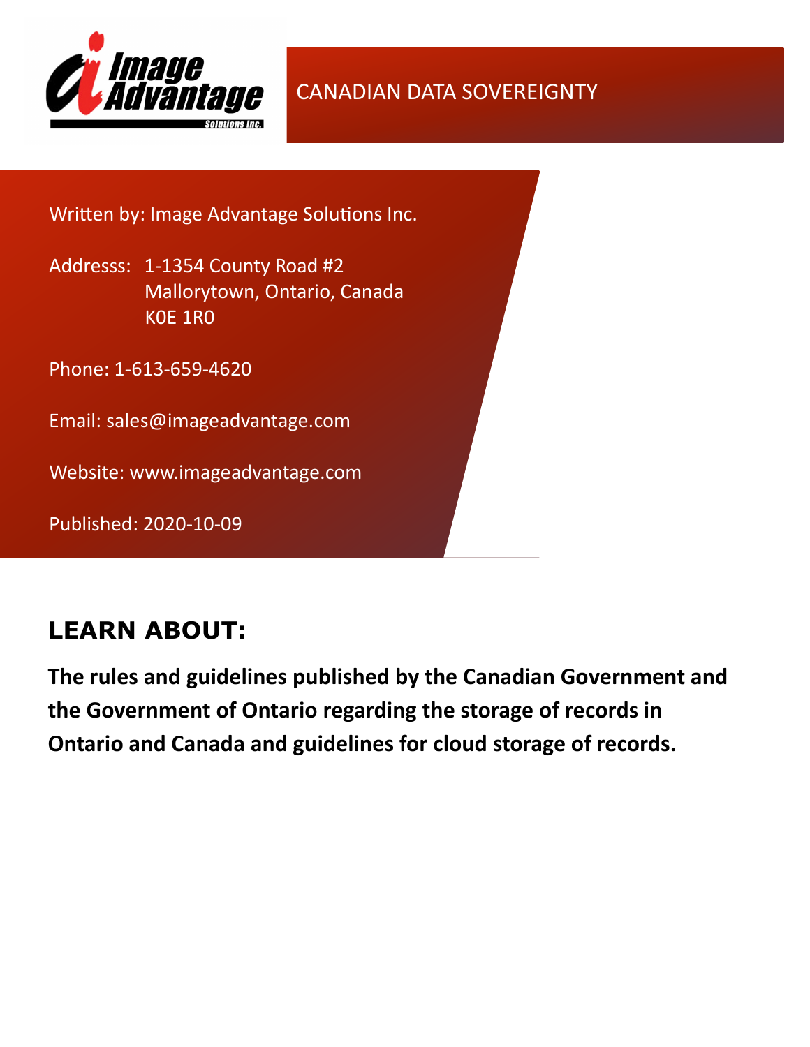# CANADIAN DATA SOVEREIGNTY

Written by: Image Advantage Solutions Inc.

Addresss: 1-1354 County Road #2
Mallorytown, Ontario, Canada
K0E 1R0

Phone: 1-613-659-4620

Email: sales@imageadvantage.com

Website: www.imageadvantage.com

Published: 2020-10-09

## LEARN ABOUT:

**The rules and guidelines published by the Canadian Government and the Government of Ontario regarding the storage of records in Ontario and Canada and guidelines for cloud storage of records.**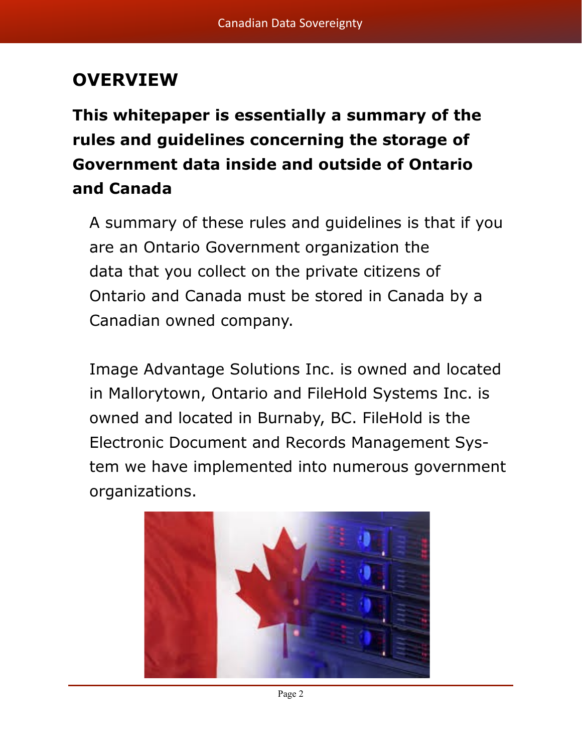# OVERVIEW

**This whitepaper is essentially a summary of the rules and guidelines concerning the storage of Government data inside and outside of Ontario and Canada**

A summary of these rules and guidelines is that if you are an Ontario Government organization the data that you collect on the private citizens of Ontario and Canada must be stored in Canada by a Canadian owned company.

Image Advantage Solutions Inc. is owned and located in Mallorytown, Ontario and FileHold Systems Inc. is owned and located in Burnaby, BC. FileHold is the Electronic Document and Records Management System we have implemented into numerous government organizations.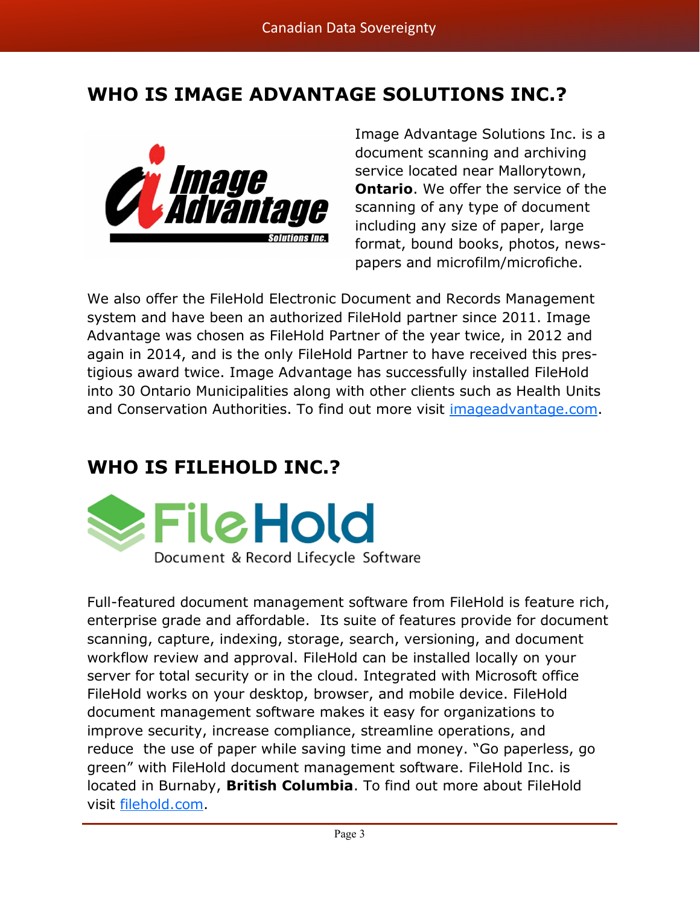## WHO IS IMAGE ADVANTAGE SOLUTIONS INC.?

Image Advantage Solutions Inc. is a document scanning and archiving service located near Mallorytown, **Ontario**. We offer the service of the scanning of any type of document including any size of paper, large format, bound books, photos, newspapers and microfilm/microfiche.

We also offer the FileHold Electronic Document and Records Management system and have been an authorized FileHold partner since 2011. Image Advantage was chosen as FileHold Partner of the year twice, in 2012 and again in 2014, and is the only FileHold Partner to have received this prestigious award twice. Image Advantage has successfully installed FileHold into 30 Ontario Municipalities along with other clients such as Health Units and Conservation Authorities. To find out more visit imageadvantage.com.

## WHO IS FILEHOLD INC.?

Full-featured document management software from FileHold is feature rich, enterprise grade and affordable. Its suite of features provide for document scanning, capture, indexing, storage, search, versioning, and document workflow review and approval. FileHold can be installed locally on your server for total security or in the cloud. Integrated with Microsoft office FileHold works on your desktop, browser, and mobile device. FileHold document management software makes it easy for organizations to improve security, increase compliance, streamline operations, and reduce the use of paper while saving time and money. "Go paperless, go green" with FileHold document management software. FileHold Inc. is located in Burnaby, **British Columbia**. To find out more about FileHold visit filehold.com.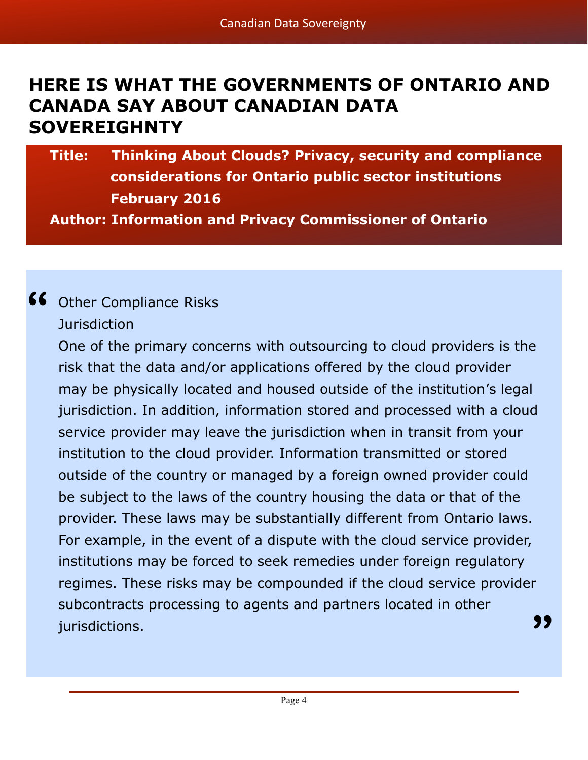# HERE IS WHAT THE GOVERNMENTS OF ONTARIO AND CANADA SAY ABOUT CANADIAN DATA SOVEREIGHNTY

**Title: Thinking About Clouds? Privacy, security and compliance considerations for Ontario public sector institutions February 2016**

**Author: Information and Privacy Commissioner of Ontario**

> "Other Compliance Risks
>
> Jurisdiction
>
> One of the primary concerns with outsourcing to cloud providers is the risk that the data and/or applications offered by the cloud provider may be physically located and housed outside of the institution's legal jurisdiction. In addition, information stored and processed with a cloud service provider may leave the jurisdiction when in transit from your institution to the cloud provider. Information transmitted or stored outside of the country or managed by a foreign owned provider could be subject to the laws of the country housing the data or that of the provider. These laws may be substantially different from Ontario laws. For example, in the event of a dispute with the cloud service provider, institutions may be forced to seek remedies under foreign regulatory regimes. These risks may be compounded if the cloud service provider subcontracts processing to agents and partners located in other jurisdictions."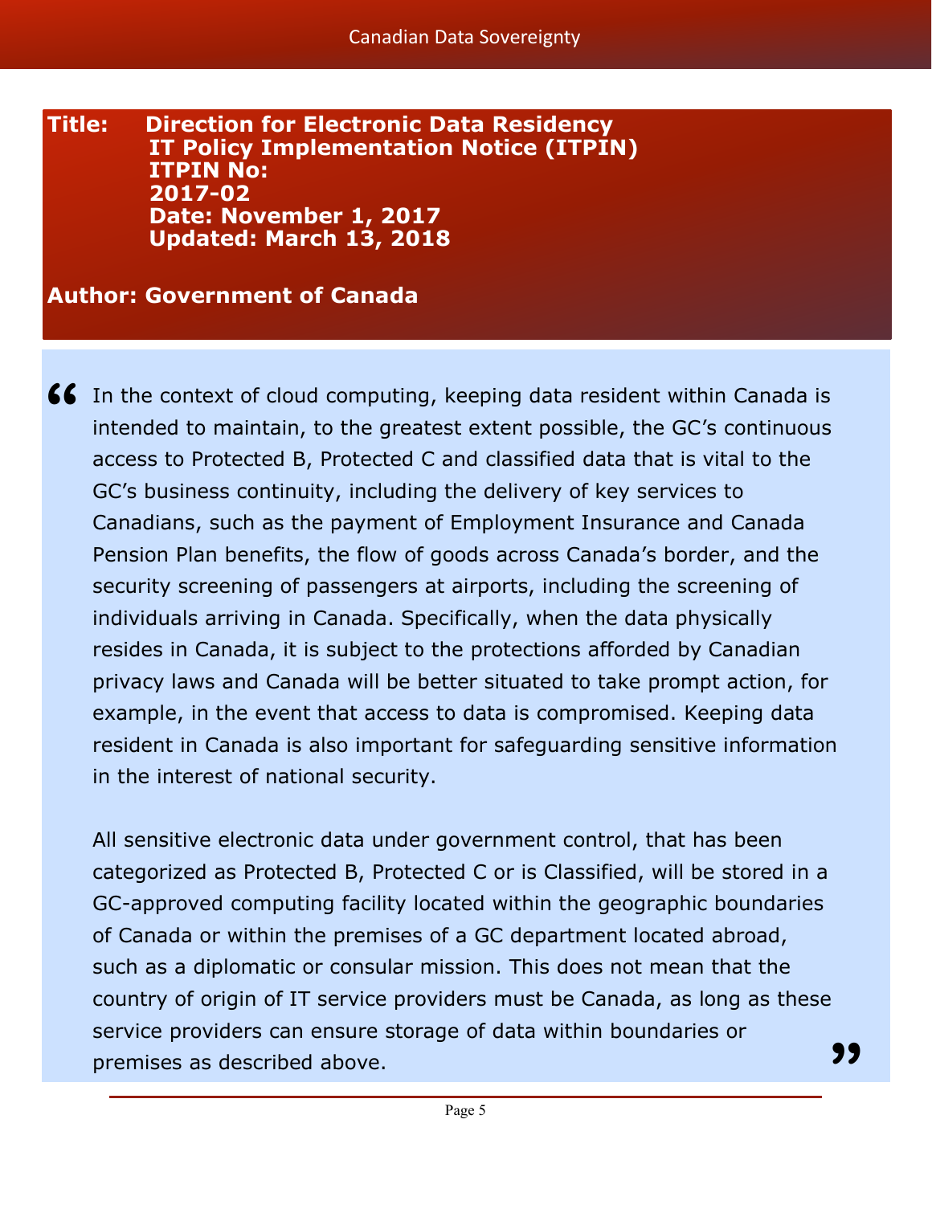**Title: Direction for Electronic Data Residency**
**IT Policy Implementation Notice (ITPIN)**
**ITPIN No:**
**2017-02**
**Date: November 1, 2017**
**Updated: March 13, 2018**

**Author: Government of Canada**

> In the context of cloud computing, keeping data resident within Canada is intended to maintain, to the greatest extent possible, the GC's continuous access to Protected B, Protected C and classified data that is vital to the GC's business continuity, including the delivery of key services to Canadians, such as the payment of Employment Insurance and Canada Pension Plan benefits, the flow of goods across Canada's border, and the security screening of passengers at airports, including the screening of individuals arriving in Canada. Specifically, when the data physically resides in Canada, it is subject to the protections afforded by Canadian privacy laws and Canada will be better situated to take prompt action, for example, in the event that access to data is compromised. Keeping data resident in Canada is also important for safeguarding sensitive information in the interest of national security.
>
> All sensitive electronic data under government control, that has been categorized as Protected B, Protected C or is Classified, will be stored in a GC-approved computing facility located within the geographic boundaries of Canada or within the premises of a GC department located abroad, such as a diplomatic or consular mission. This does not mean that the country of origin of IT service providers must be Canada, as long as these service providers can ensure storage of data within boundaries or premises as described above.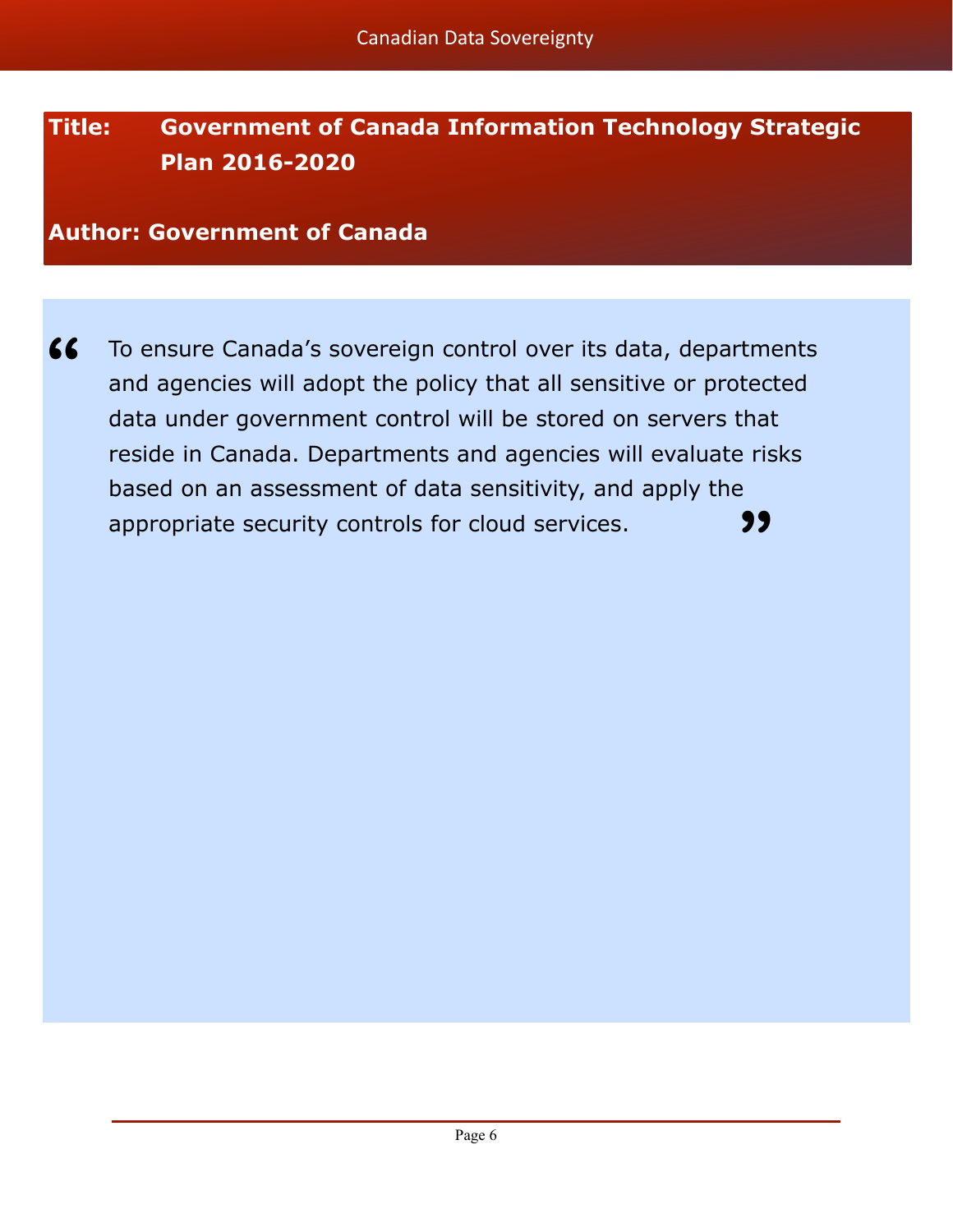**Title: Government of Canada Information Technology Strategic Plan 2016-2020**

**Author: Government of Canada**

> “To ensure Canada’s sovereign control over its data, departments and agencies will adopt the policy that all sensitive or protected data under government control will be stored on servers that reside in Canada. Departments and agencies will evaluate risks based on an assessment of data sensitivity, and apply the appropriate security controls for cloud services.”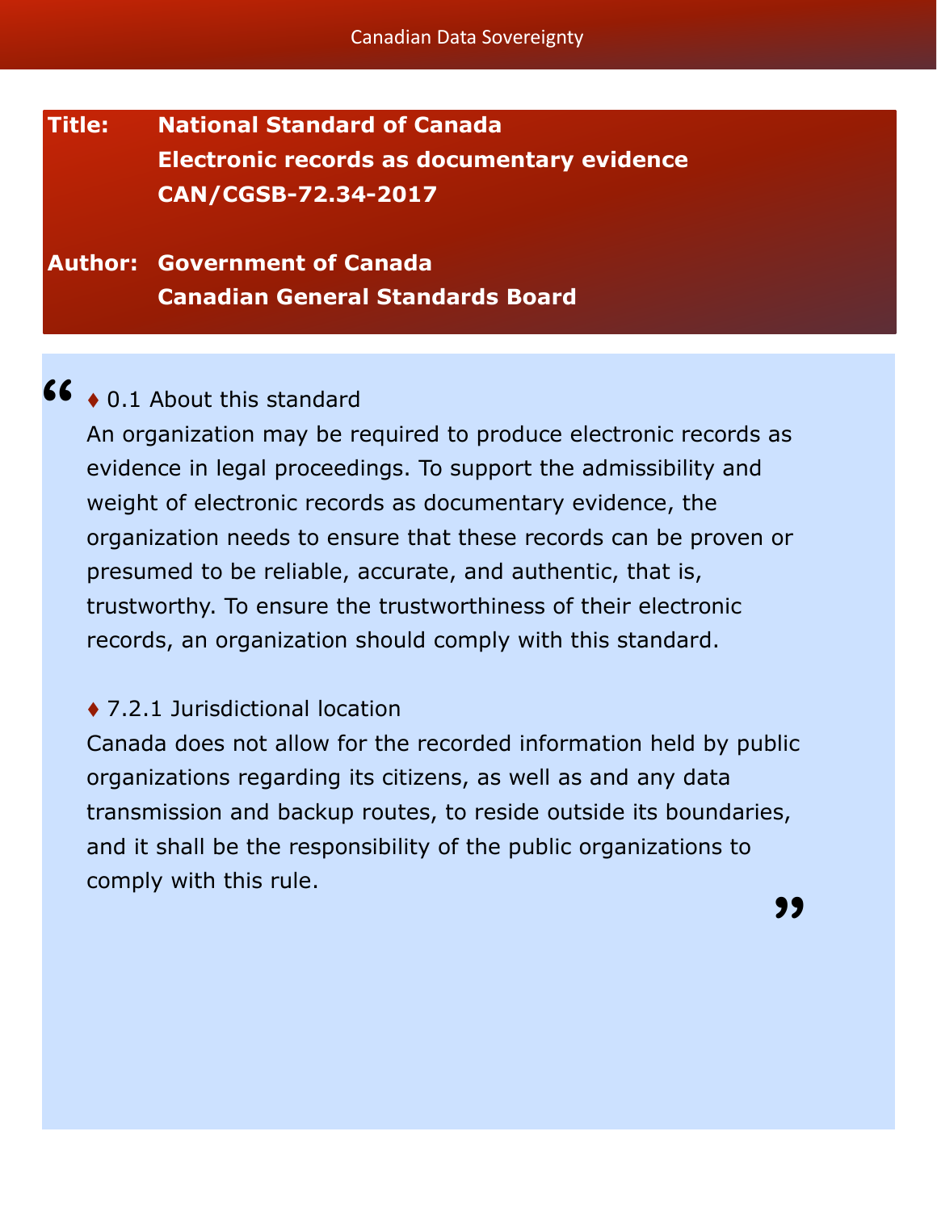**Title:** **National Standard of Canada**
**Electronic records as documentary evidence**
**CAN/CGSB-72.34-2017**

**Author:** **Government of Canada**
**Canadian General Standards Board**

> ♦ 0.1 About this standard
>
> An organization may be required to produce electronic records as evidence in legal proceedings. To support the admissibility and weight of electronic records as documentary evidence, the organization needs to ensure that these records can be proven or presumed to be reliable, accurate, and authentic, that is, trustworthy. To ensure the trustworthiness of their electronic records, an organization should comply with this standard.
>
> ♦ 7.2.1 Jurisdictional location
>
> Canada does not allow for the recorded information held by public organizations regarding its citizens, as well as and any data transmission and backup routes, to reside outside its boundaries, and it shall be the responsibility of the public organizations to comply with this rule.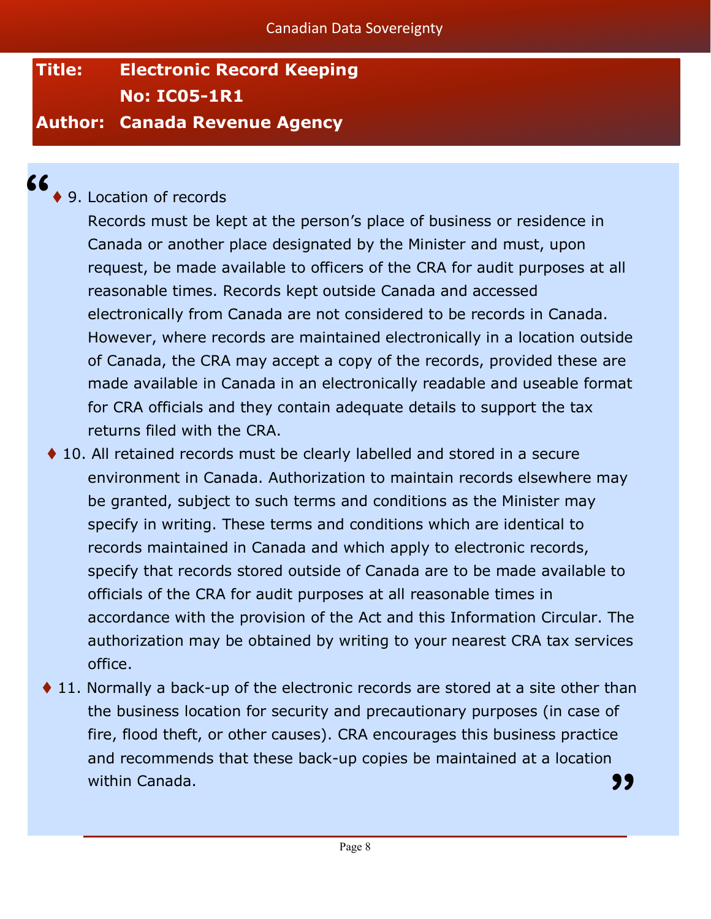**Title:** **Electronic Record Keeping**
**No: IC05-1R1**
**Author:** **Canada Revenue Agency**

"

- ♦ 9. Location of records

  Records must be kept at the person's place of business or residence in Canada or another place designated by the Minister and must, upon request, be made available to officers of the CRA for audit purposes at all reasonable times. Records kept outside Canada and accessed electronically from Canada are not considered to be records in Canada. However, where records are maintained electronically in a location outside of Canada, the CRA may accept a copy of the records, provided these are made available in Canada in an electronically readable and useable format for CRA officials and they contain adequate details to support the tax returns filed with the CRA.

- ♦ 10. All retained records must be clearly labelled and stored in a secure environment in Canada. Authorization to maintain records elsewhere may be granted, subject to such terms and conditions as the Minister may specify in writing. These terms and conditions which are identical to records maintained in Canada and which apply to electronic records, specify that records stored outside of Canada are to be made available to officials of the CRA for audit purposes at all reasonable times in accordance with the provision of the Act and this Information Circular. The authorization may be obtained by writing to your nearest CRA tax services office.

- ♦ 11. Normally a back-up of the electronic records are stored at a site other than the business location for security and precautionary purposes (in case of fire, flood theft, or other causes). CRA encourages this business practice and recommends that these back-up copies be maintained at a location within Canada.

"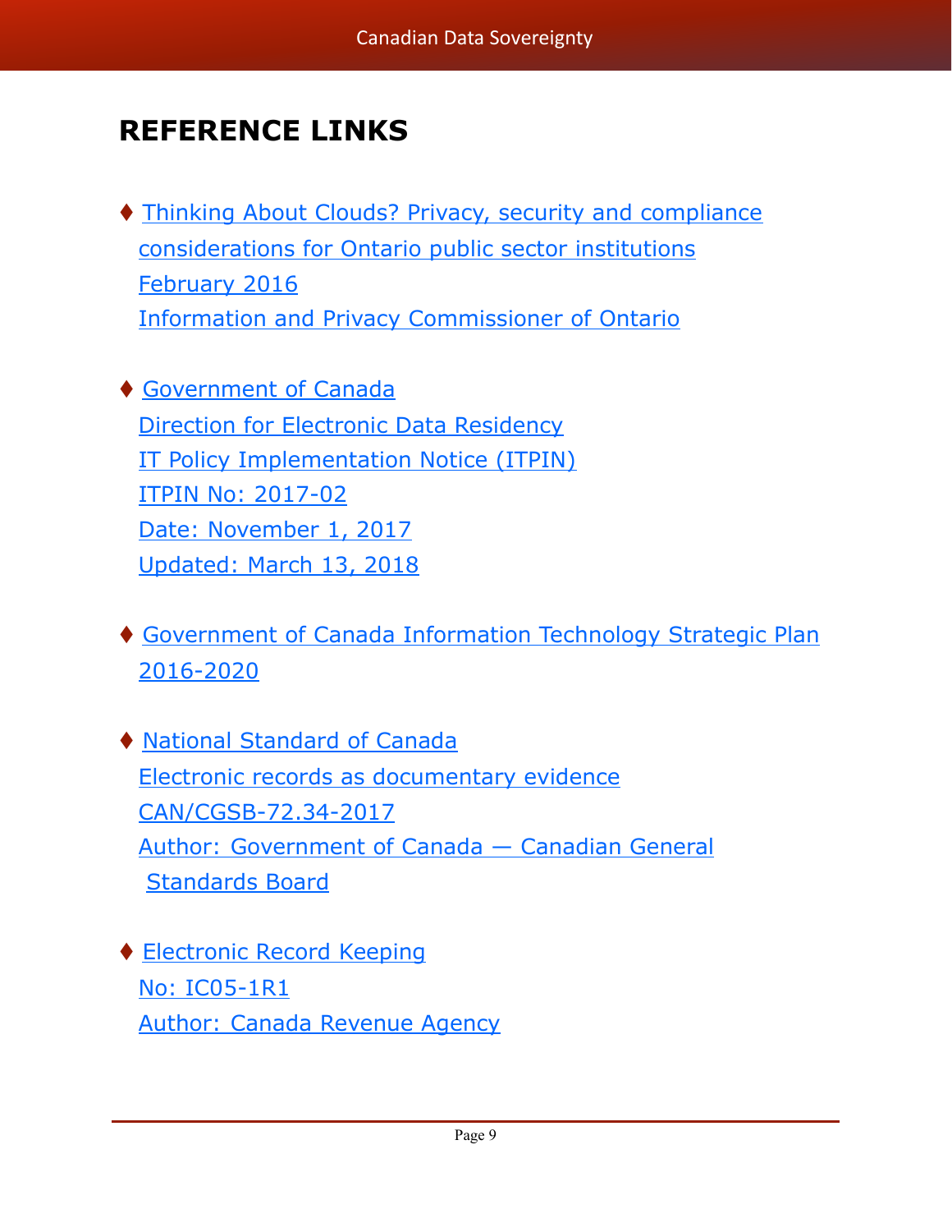# REFERENCE LINKS

- Thinking About Clouds? Privacy, security and compliance considerations for Ontario public sector institutions
  February 2016
  Information and Privacy Commissioner of Ontario

- Government of Canada
  Direction for Electronic Data Residency
  IT Policy Implementation Notice (ITPIN)
  ITPIN No: 2017-02
  Date: November 1, 2017
  Updated: March 13, 2018

- Government of Canada Information Technology Strategic Plan 2016-2020

- National Standard of Canada
  Electronic records as documentary evidence
  CAN/CGSB-72.34-2017
  Author: Government of Canada — Canadian General Standards Board

- Electronic Record Keeping
  No: IC05-1R1
  Author: Canada Revenue Agency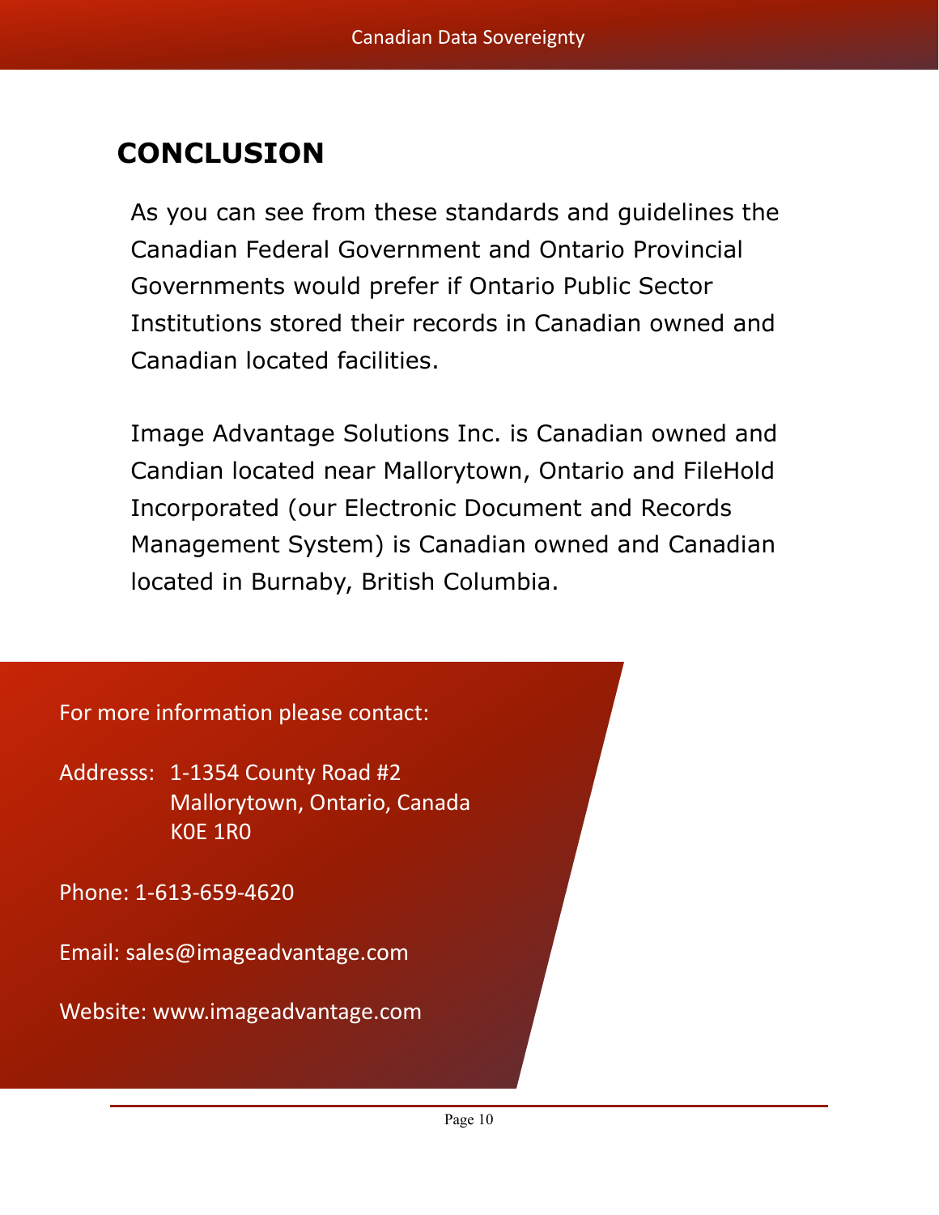## CONCLUSION

As you can see from these standards and guidelines the Canadian Federal Government and Ontario Provincial Governments would prefer if Ontario Public Sector Institutions stored their records in Canadian owned and Canadian located facilities.

Image Advantage Solutions Inc. is Canadian owned and Candian located near Mallorytown, Ontario and FileHold Incorporated (our Electronic Document and Records Management System) is Canadian owned and Canadian located in Burnaby, British Columbia.

For more information please contact:

Addresss: 1-1354 County Road #2
Mallorytown, Ontario, Canada
K0E 1R0

Phone: 1-613-659-4620

Email: sales@imageadvantage.com

Website: www.imageadvantage.com